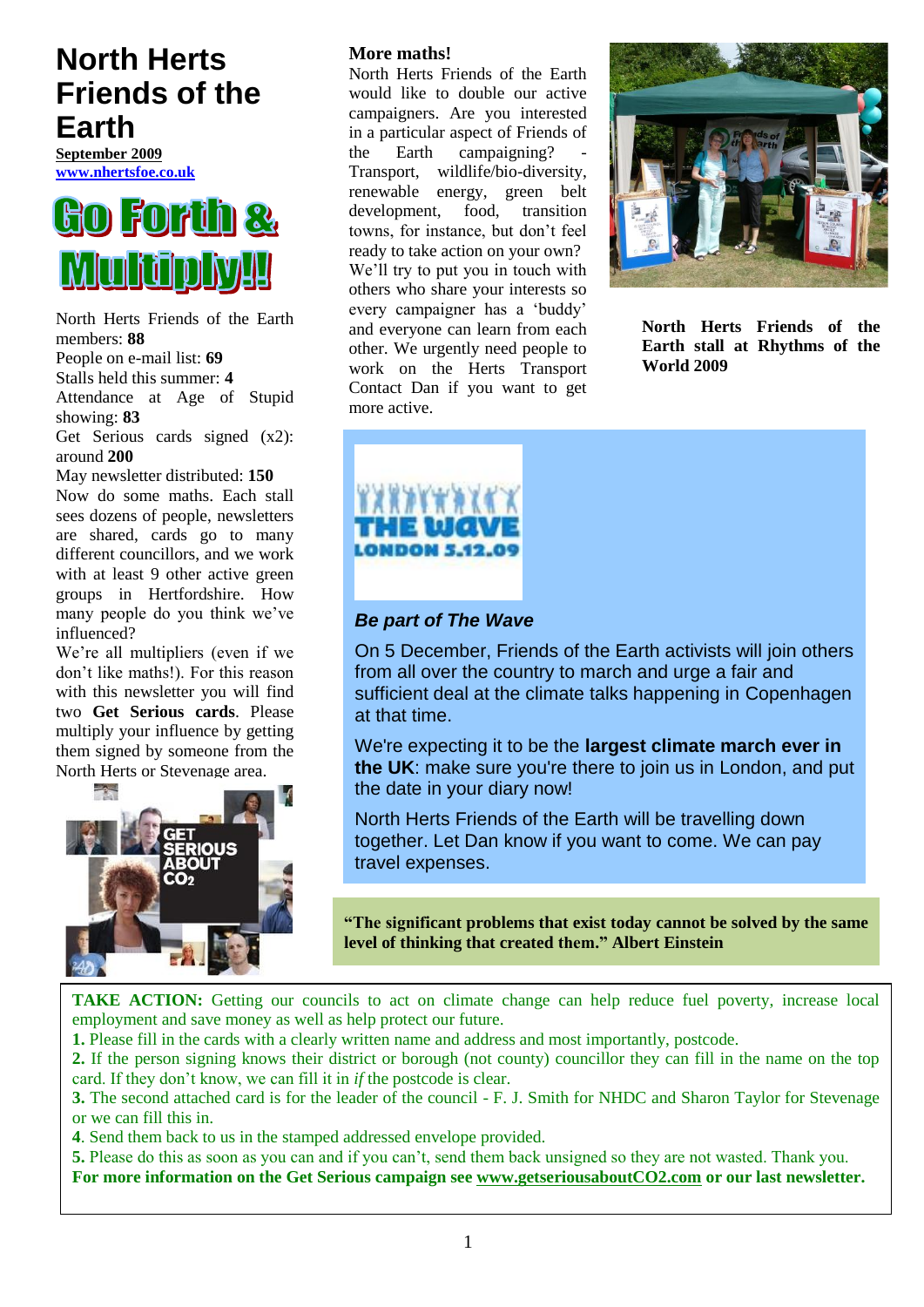# North Herts Friends of the Earth

**September 2009**
**www.nhertsfoe.co.uk**

## Go Forth & Multiply!!

North Herts Friends of the Earth members: **88**
People on e-mail list: **69**
Stalls held this summer: **4**
Attendance at Age of Stupid showing: **83**
Get Serious cards signed (x2): around **200**
May newsletter distributed: **150**

Now do some maths. Each stall sees dozens of people, newsletters are shared, cards go to many different councillors, and we work with at least 9 other active green groups in Hertfordshire. How many people do you think we've influenced?

We're all multipliers (even if we don't like maths!). For this reason with this newsletter you will find two **Get Serious cards**. Please multiply your influence by getting them signed by someone from the North Herts or Stevenage area.

**More maths!**

North Herts Friends of the Earth would like to double our active campaigners. Are you interested in a particular aspect of Friends of the Earth campaigning? - Transport, wildlife/bio-diversity, renewable energy, green belt development, food, transition towns, for instance, but don't feel ready to take action on your own? We'll try to put you in touch with others who share your interests so every campaigner has a 'buddy' and everyone can learn from each other. We urgently need people to work on the Herts Transport Contact Dan if you want to get more active.

**North Herts Friends of the Earth stall at Rhythms of the World 2009**

THE WAVE LONDON 5.12.09

***Be part of The Wave***

On 5 December, Friends of the Earth activists will join others from all over the country to march and urge a fair and sufficient deal at the climate talks happening in Copenhagen at that time.

We're expecting it to be the **largest climate march ever in the UK**: make sure you're there to join us in London, and put the date in your diary now!

North Herts Friends of the Earth will be travelling down together. Let Dan know if you want to come. We can pay travel expenses.

**"The significant problems that exist today cannot be solved by the same level of thinking that created them." Albert Einstein**

**TAKE ACTION:** Getting our councils to act on climate change can help reduce fuel poverty, increase local employment and save money as well as help protect our future.

**1.** Please fill in the cards with a clearly written name and address and most importantly, postcode.

**2.** If the person signing knows their district or borough (not county) councillor they can fill in the name on the top card. If they don't know, we can fill it in *if* the postcode is clear.

**3.** The second attached card is for the leader of the council - F. J. Smith for NHDC and Sharon Taylor for Stevenage or we can fill this in.

**4**. Send them back to us in the stamped addressed envelope provided.

**5.** Please do this as soon as you can and if you can't, send them back unsigned so they are not wasted. Thank you.

**For more information on the Get Serious campaign see www.getseriousaboutCO2.com or our last newsletter.**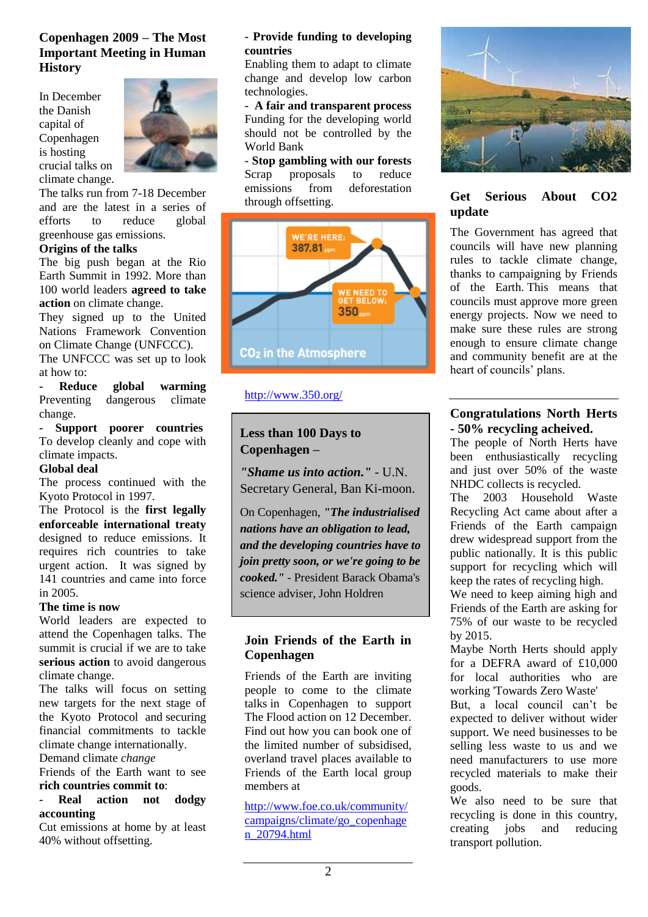## Copenhagen 2009 – The Most Important Meeting in Human History

In December the Danish capital of Copenhagen is hosting crucial talks on climate change.

The talks run from 7-18 December and are the latest in a series of efforts to reduce global greenhouse gas emissions.

**Origins of the talks**

The big push began at the Rio Earth Summit in 1992. More than 100 world leaders **agreed to take action** on climate change.

They signed up to the United Nations Framework Convention on Climate Change (UNFCCC).

The UNFCCC was set up to look at how to:

- **Reduce global warming** Preventing dangerous climate change.
- **Support poorer countries** To develop cleanly and cope with climate impacts.

**Global deal**

The process continued with the Kyoto Protocol in 1997.

The Protocol is the **first legally enforceable international treaty** designed to reduce emissions. It requires rich countries to take urgent action. It was signed by 141 countries and came into force in 2005.

**The time is now**

World leaders are expected to attend the Copenhagen talks. The summit is crucial if we are to take **serious action** to avoid dangerous climate change.

The talks will focus on setting new targets for the next stage of the Kyoto Protocol and securing financial commitments to tackle climate change internationally.

Demand climate *change*

Friends of the Earth want to see **rich countries commit to**:

- **Real action not dodgy accounting** Cut emissions at home by at least 40% without offsetting.
- **Provide funding to developing countries** Enabling them to adapt to climate change and develop low carbon technologies.
- **A fair and transparent process** Funding for the developing world should not be controlled by the World Bank
- **Stop gambling with our forests** Scrap proposals to reduce emissions from deforestation through offsetting.

WE'RE HERE: 387.81 ppm

WE NEED TO GET BELOW: 350 ppm

$CO_2$ in the Atmosphere

http://www.350.org/

### Less than 100 Days to Copenhagen –

***"Shame us into action."*** - U.N. Secretary General, Ban Ki-moon.

On Copenhagen, ***"The industrialised nations have an obligation to lead, and the developing countries have to join pretty soon, or we're going to be cooked."*** - President Barack Obama's science adviser, John Holdren

## Join Friends of the Earth in Copenhagen

Friends of the Earth are inviting people to come to the climate talks in Copenhagen to support The Flood action on 12 December. Find out how you can book one of the limited number of subsidised, overland travel places available to Friends of the Earth local group members at

http://www.foe.co.uk/community/campaigns/climate/go_copenhagen_20794.html

## Get Serious About CO2 update

The Government has agreed that councils will have new planning rules to tackle climate change, thanks to campaigning by Friends of the Earth. This means that councils must approve more green energy projects. Now we need to make sure these rules are strong enough to ensure climate change and community benefit are at the heart of councils' plans.

## Congratulations North Herts - 50% recycling acheived.

The people of North Herts have been enthusiastically recycling and just over 50% of the waste NHDC collects is recycled.

The 2003 Household Waste Recycling Act came about after a Friends of the Earth campaign drew widespread support from the public nationally. It is this public support for recycling which will keep the rates of recycling high.

We need to keep aiming high and Friends of the Earth are asking for 75% of our waste to be recycled by 2015.

Maybe North Herts should apply for a DEFRA award of £10,000 for local authorities who are working 'Towards Zero Waste'

But, a local council can't be expected to deliver without wider support. We need businesses to be selling less waste to us and we need manufacturers to use more recycled materials to make their goods.

We also need to be sure that recycling is done in this country, creating jobs and reducing transport pollution.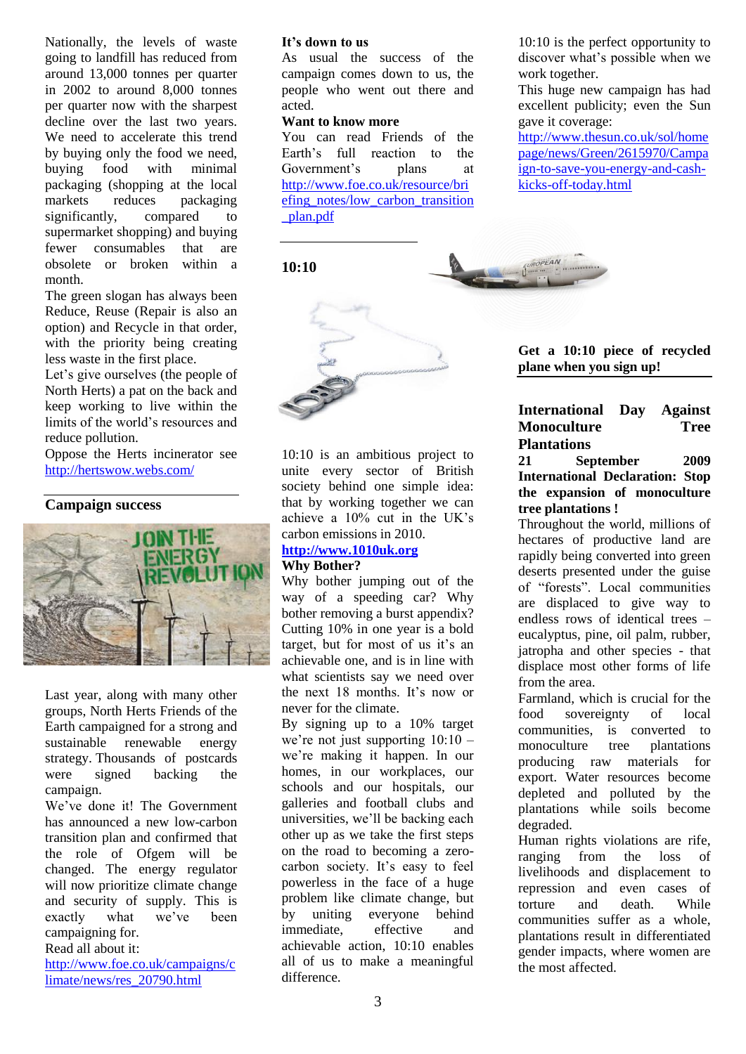Nationally, the levels of waste going to landfill has reduced from around 13,000 tonnes per quarter in 2002 to around 8,000 tonnes per quarter now with the sharpest decline over the last two years. We need to accelerate this trend by buying only the food we need, buying food with minimal packaging (shopping at the local markets reduces packaging significantly, compared to supermarket shopping) and buying fewer consumables that are obsolete or broken within a month.

The green slogan has always been Reduce, Reuse (Repair is also an option) and Recycle in that order, with the priority being creating less waste in the first place.

Let's give ourselves (the people of North Herts) a pat on the back and keep working to live within the limits of the world's resources and reduce pollution.

Oppose the Herts incinerator see http://hertswow.webs.com/

## Campaign success

Last year, along with many other groups, North Herts Friends of the Earth campaigned for a strong and sustainable renewable energy strategy. Thousands of postcards were signed backing the campaign.

We've done it! The Government has announced a new low-carbon transition plan and confirmed that the role of Ofgem will be changed. The energy regulator will now prioritize climate change and security of supply. This is exactly what we've been campaigning for.

Read all about it:
http://www.foe.co.uk/campaigns/climate/news/res_20790.html

**It's down to us**

As usual the success of the campaign comes down to us, the people who went out there and acted.

**Want to know more**

You can read Friends of the Earth's full reaction to the Government's plans at http://www.foe.co.uk/resource/briefing_notes/low_carbon_transition_plan.pdf

## 10:10

10:10 is an ambitious project to unite every sector of British society behind one simple idea: that by working together we can achieve a 10% cut in the UK's carbon emissions in 2010.

**http://www.1010uk.org**

**Why Bother?**

Why bother jumping out of the way of a speeding car? Why bother removing a burst appendix? Cutting 10% in one year is a bold target, but for most of us it's an achievable one, and is in line with what scientists say we need over the next 18 months. It's now or never for the climate.

By signing up to a 10% target we're not just supporting 10:10 – we're making it happen. In our homes, in our workplaces, our schools and our hospitals, our galleries and football clubs and universities, we'll be backing each other up as we take the first steps on the road to becoming a zero-carbon society. It's easy to feel powerless in the face of a huge problem like climate change, but by uniting everyone behind immediate, effective and achievable action, 10:10 enables all of us to make a meaningful difference.

10:10 is the perfect opportunity to discover what's possible when we work together.

This huge new campaign has had excellent publicity; even the Sun gave it coverage:
http://www.thesun.co.uk/sol/homepage/news/Green/2615970/Campaign-to-save-you-energy-and-cash-kicks-off-today.html

**Get a 10:10 piece of recycled plane when you sign up!**

## International Day Against Monoculture Tree Plantations

**21 September 2009**

**International Declaration: Stop the expansion of monoculture tree plantations !**

Throughout the world, millions of hectares of productive land are rapidly being converted into green deserts presented under the guise of "forests". Local communities are displaced to give way to endless rows of identical trees – eucalyptus, pine, oil palm, rubber, jatropha and other species - that displace most other forms of life from the area.

Farmland, which is crucial for the food sovereignty of local communities, is converted to monoculture tree plantations producing raw materials for export. Water resources become depleted and polluted by the plantations while soils become degraded.

Human rights violations are rife, ranging from the loss of livelihoods and displacement to repression and even cases of torture and death. While communities suffer as a whole, plantations result in differentiated gender impacts, where women are the most affected.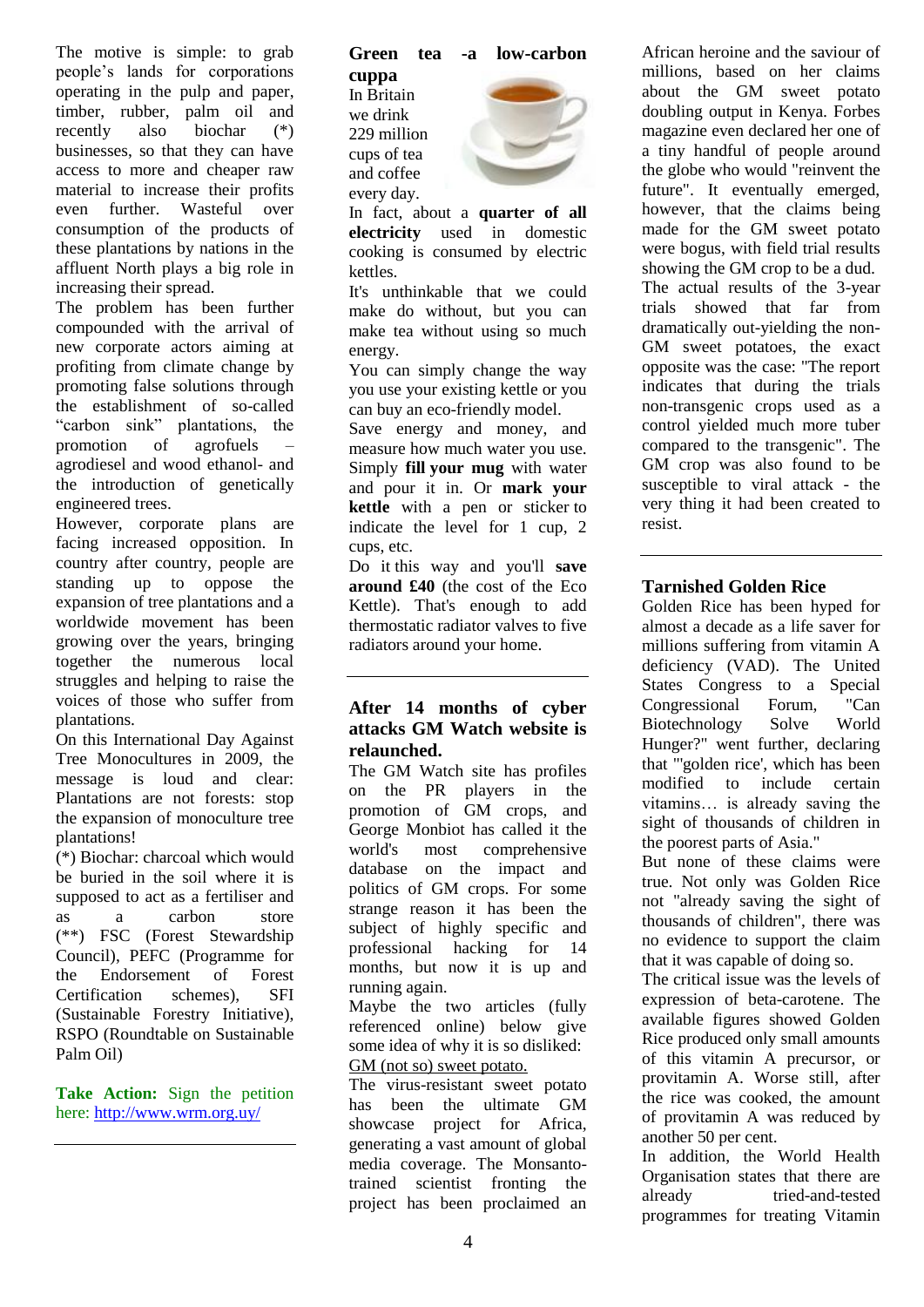The motive is simple: to grab people's lands for corporations operating in the pulp and paper, timber, rubber, palm oil and recently also biochar (*) businesses, so that they can have access to more and cheaper raw material to increase their profits even further. Wasteful over consumption of the products of these plantations by nations in the affluent North plays a big role in increasing their spread.

The problem has been further compounded with the arrival of new corporate actors aiming at profiting from climate change by promoting false solutions through the establishment of so-called "carbon sink" plantations, the promotion of agrofuels – agrodiesel and wood ethanol- and the introduction of genetically engineered trees.

However, corporate plans are facing increased opposition. In country after country, people are standing up to oppose the expansion of tree plantations and a worldwide movement has been growing over the years, bringing together the numerous local struggles and helping to raise the voices of those who suffer from plantations.

On this International Day Against Tree Monocultures in 2009, the message is loud and clear: Plantations are not forests: stop the expansion of monoculture tree plantations!

(*) Biochar: charcoal which would be buried in the soil where it is supposed to act as a fertiliser and as a carbon store

(**) FSC (Forest Stewardship Council), PEFC (Programme for the Endorsement of Forest Certification schemes), SFI (Sustainable Forestry Initiative), RSPO (Roundtable on Sustainable Palm Oil)

**Take Action:** Sign the petition here: http://www.wrm.org.uy/

---

## Green tea -a low-carbon cuppa

In Britain we drink 229 million cups of tea and coffee every day.

In fact, about a **quarter of all electricity** used in domestic cooking is consumed by electric kettles.

It's unthinkable that we could make do without, but you can make tea without using so much energy.

You can simply change the way you use your existing kettle or you can buy an eco-friendly model.

Save energy and money, and measure how much water you use. Simply **fill your mug** with water and pour it in. Or **mark your kettle** with a pen or sticker to indicate the level for 1 cup, 2 cups, etc.

Do it this way and you'll **save around £40** (the cost of the Eco Kettle). That's enough to add thermostatic radiator valves to five radiators around your home.

---

## After 14 months of cyber attacks GM Watch website is relaunched.

The GM Watch site has profiles on the PR players in the promotion of GM crops, and George Monbiot has called it the world's most comprehensive database on the impact and politics of GM crops. For some strange reason it has been the subject of highly specific and professional hacking for 14 months, but now it is up and running again.

Maybe the two articles (fully referenced online) below give some idea of why it is so disliked:

GM (not so) sweet potato.

The virus-resistant sweet potato has been the ultimate GM showcase project for Africa, generating a vast amount of global media coverage. The Monsanto-trained scientist fronting the project has been proclaimed an African heroine and the saviour of millions, based on her claims about the GM sweet potato doubling output in Kenya. Forbes magazine even declared her one of a tiny handful of people around the globe who would "reinvent the future". It eventually emerged, however, that the claims being made for the GM sweet potato were bogus, with field trial results showing the GM crop to be a dud.

The actual results of the 3-year trials showed that far from dramatically out-yielding the non-GM sweet potatoes, the exact opposite was the case: "The report indicates that during the trials non-transgenic crops used as a control yielded much more tuber compared to the transgenic". The GM crop was also found to be susceptible to viral attack - the very thing it had been created to resist.

---

## Tarnished Golden Rice

Golden Rice has been hyped for almost a decade as a life saver for millions suffering from vitamin A deficiency (VAD). The United States Congress to a Special Congressional Forum, "Can Biotechnology Solve World Hunger?" went further, declaring that "'golden rice', which has been modified to include certain vitamins… is already saving the sight of thousands of children in the poorest parts of Asia."

But none of these claims were true. Not only was Golden Rice not "already saving the sight of thousands of children", there was no evidence to support the claim that it was capable of doing so.

The critical issue was the levels of expression of beta-carotene. The available figures showed Golden Rice produced only small amounts of this vitamin A precursor, or provitamin A. Worse still, after the rice was cooked, the amount of provitamin A was reduced by another 50 per cent.

In addition, the World Health Organisation states that there are already tried-and-tested programmes for treating Vitamin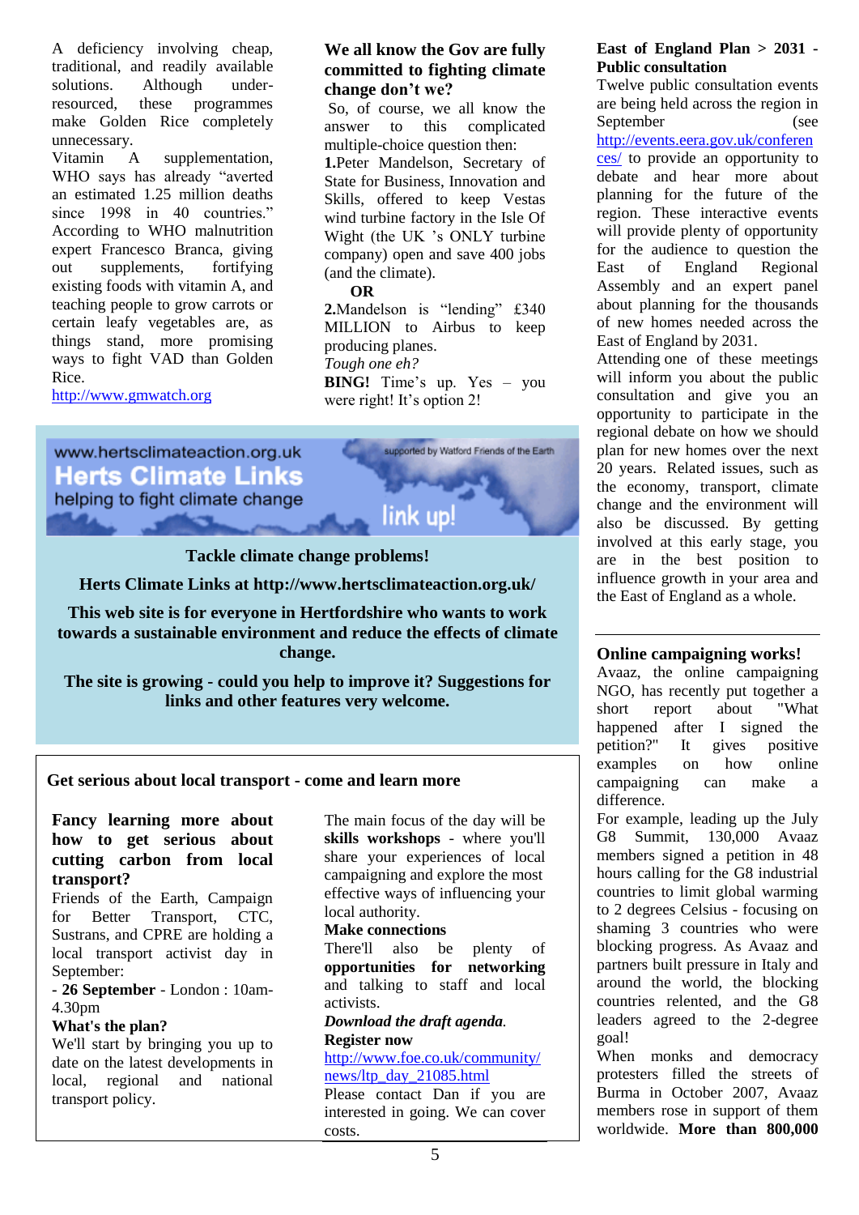A deficiency involving cheap, traditional, and readily available solutions. Although under-resourced, these programmes make Golden Rice completely unnecessary.

Vitamin A supplementation, WHO says has already "averted an estimated 1.25 million deaths since 1998 in 40 countries." According to WHO malnutrition expert Francesco Branca, giving out supplements, fortifying existing foods with vitamin A, and teaching people to grow carrots or certain leafy vegetables are, as things stand, more promising ways to fight VAD than Golden Rice.

http://www.gmwatch.org

## We all know the Gov are fully committed to fighting climate change don't we?

So, of course, we all know the answer to this complicated multiple-choice question then:

**1.**Peter Mandelson, Secretary of State for Business, Innovation and Skills, offered to keep Vestas wind turbine factory in the Isle Of Wight (the UK 's ONLY turbine company) open and save 400 jobs (and the climate).

**OR**

**2.**Mandelson is "lending" £340 MILLION to Airbus to keep producing planes.

*Tough one eh?*

**BING!** Time's up. Yes – you were right! It's option 2!

www.hertsclimateaction.org.uk

**Herts Climate Links**

helping to fight climate change

supported by Watford Friends of the Earth

link up!

**Tackle climate change problems!**

**Herts Climate Links at http://www.hertsclimateaction.org.uk/**

**This web site is for everyone in Hertfordshire who wants to work towards a sustainable environment and reduce the effects of climate change.**

**The site is growing - could you help to improve it? Suggestions for links and other features very welcome.**

## Get serious about local transport - come and learn more

**Fancy learning more about how to get serious about cutting carbon from local transport?**

Friends of the Earth, Campaign for Better Transport, CTC, Sustrans, and CPRE are holding a local transport activist day in September:

**- 26 September** - London : 10am-4.30pm

**What's the plan?**

We'll start by bringing you up to date on the latest developments in local, regional and national transport policy.

The main focus of the day will be **skills workshops** - where you'll share your experiences of local campaigning and explore the most effective ways of influencing your local authority.

**Make connections**

There'll also be plenty of **opportunities for networking** and talking to staff and local activists.

***Download the draft agenda.***

**Register now**

http://www.foe.co.uk/community/news/ltp_day_21085.html

Please contact Dan if you are interested in going. We can cover costs.

## East of England Plan > 2031 - Public consultation

Twelve public consultation events are being held across the region in September (see http://events.eera.gov.uk/conferences/ to provide an opportunity to debate and hear more about planning for the future of the region. These interactive events will provide plenty of opportunity for the audience to question the East of England Regional Assembly and an expert panel about planning for the thousands of new homes needed across the East of England by 2031.

Attending one of these meetings will inform you about the public consultation and give you an opportunity to participate in the regional debate on how we should plan for new homes over the next 20 years. Related issues, such as the economy, transport, climate change and the environment will also be discussed. By getting involved at this early stage, you are in the best position to influence growth in your area and the East of England as a whole.

## Online campaigning works!

Avaaz, the online campaigning NGO, has recently put together a short report about "What happened after I signed the petition?" It gives positive examples on how online campaigning can make a difference.

For example, leading up the July G8 Summit, 130,000 Avaaz members signed a petition in 48 hours calling for the G8 industrial countries to limit global warming to 2 degrees Celsius - focusing on shaming 3 countries who were blocking progress. As Avaaz and partners built pressure in Italy and around the world, the blocking countries relented, and the G8 leaders agreed to the 2-degree goal!

When monks and democracy protesters filled the streets of Burma in October 2007, Avaaz members rose in support of them worldwide. **More than 800,000**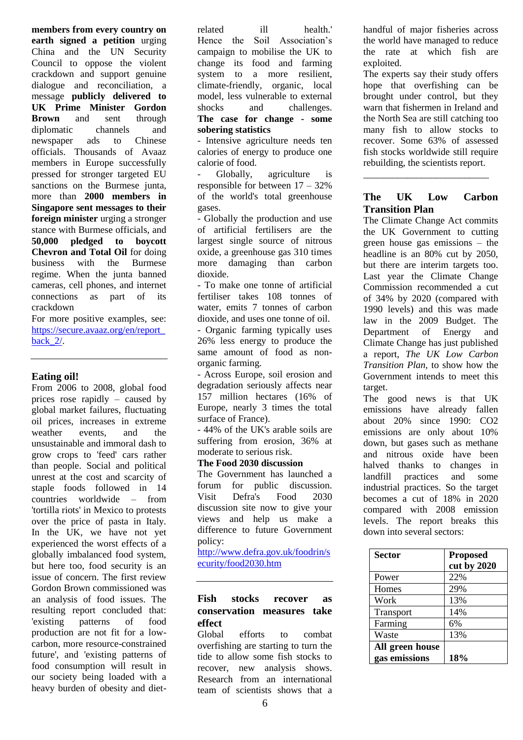**members from every country on earth signed a petition** urging China and the UN Security Council to oppose the violent crackdown and support genuine dialogue and reconciliation, a message **publicly delivered to UK Prime Minister Gordon Brown** and sent through diplomatic channels and newspaper ads to Chinese officials. Thousands of Avaaz members in Europe successfully pressed for stronger targeted EU sanctions on the Burmese junta, more than **2000 members in Singapore sent messages to their foreign minister** urging a stronger stance with Burmese officials, and **50,000 pledged to boycott Chevron and Total Oil** for doing business with the Burmese regime. When the junta banned cameras, cell phones, and internet connections as part of its crackdown

For more positive examples, see: https://secure.avaaz.org/en/report_back_2/.

---

## Eating oil!

From 2006 to 2008, global food prices rose rapidly – caused by global market failures, fluctuating oil prices, increases in extreme weather events, and the unsustainable and immoral dash to grow crops to 'feed' cars rather than people. Social and political unrest at the cost and scarcity of staple foods followed in 14 countries worldwide – from 'tortilla riots' in Mexico to protests over the price of pasta in Italy. In the UK, we have not yet experienced the worst effects of a globally imbalanced food system, but here too, food security is an issue of concern. The first review Gordon Brown commissioned was an analysis of food issues. The resulting report concluded that: 'existing patterns of food production are not fit for a low-carbon, more resource-constrained future', and 'existing patterns of food consumption will result in our society being loaded with a heavy burden of obesity and diet-related ill health.' Hence the Soil Association's campaign to mobilise the UK to change its food and farming system to a more resilient, climate-friendly, organic, local model, less vulnerable to external shocks and challenges.

**The case for change - some sobering statistics**

- Intensive agriculture needs ten calories of energy to produce one calorie of food.
- Globally, agriculture is responsible for between 17 – 32% of the world's total greenhouse gases.
- Globally the production and use of artificial fertilisers are the largest single source of nitrous oxide, a greenhouse gas 310 times more damaging than carbon dioxide.
- To make one tonne of artificial fertiliser takes 108 tonnes of water, emits 7 tonnes of carbon dioxide, and uses one tonne of oil.
- Organic farming typically uses 26% less energy to produce the same amount of food as non-organic farming.
- Across Europe, soil erosion and degradation seriously affects near 157 million hectares (16% of Europe, nearly 3 times the total surface of France).
- 44% of the UK's arable soils are suffering from erosion, 36% at moderate to serious risk.

**The Food 2030 discussion**

The Government has launched a forum for public discussion. Visit Defra's Food 2030 discussion site now to give your views and help us make a difference to future Government policy: http://www.defra.gov.uk/foodrin/security/food2030.htm

---

## Fish stocks recover as conservation measures take effect

Global efforts to combat overfishing are starting to turn the tide to allow some fish stocks to recover, new analysis shows. Research from an international team of scientists shows that a handful of major fisheries across the world have managed to reduce the rate at which fish are exploited.

The experts say their study offers hope that overfishing can be brought under control, but they warn that fishermen in Ireland and the North Sea are still catching too many fish to allow stocks to recover. Some 63% of assessed fish stocks worldwide still require rebuilding, the scientists report.

---

## The UK Low Carbon Transition Plan

The Climate Change Act commits the UK Government to cutting green house gas emissions – the headline is an 80% cut by 2050, but there are interim targets too. Last year the Climate Change Commission recommended a cut of 34% by 2020 (compared with 1990 levels) and this was made law in the 2009 Budget. The Department of Energy and Climate Change has just published a report, *The UK Low Carbon Transition Plan*, to show how the Government intends to meet this target.

The good news is that UK emissions have already fallen about 20% since 1990: $CO_2$ emissions are only about 10% down, but gases such as methane and nitrous oxide have been halved thanks to changes in landfill practices and some industrial practices. So the target becomes a cut of 18% in 2020 compared with 2008 emission levels. The report breaks this down into several sectors:

| Sector | Proposed cut by 2020 |
|---|---|
| Power | 22% |
| Homes | 29% |
| Work | 13% |
| Transport | 14% |
| Farming | 6% |
| Waste | 13% |
| **All green house gas emissions** | **18%** |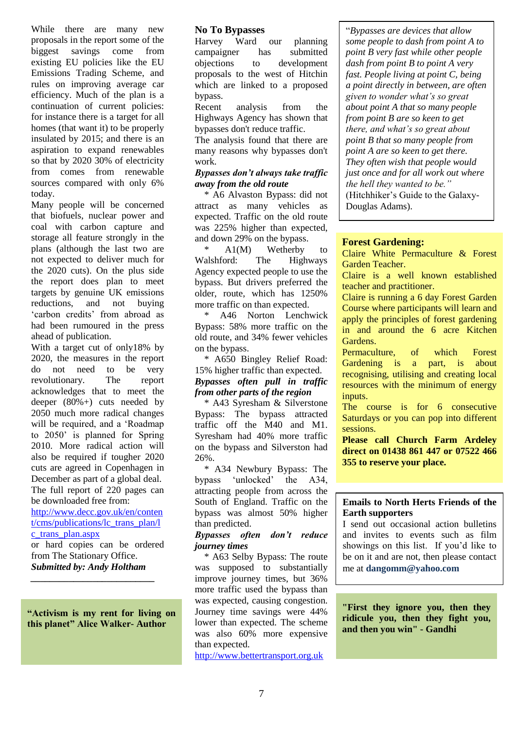While there are many new proposals in the report some of the biggest savings come from existing EU policies like the EU Emissions Trading Scheme, and rules on improving average car efficiency. Much of the plan is a continuation of current policies: for instance there is a target for all homes (that want it) to be properly insulated by 2015; and there is an aspiration to expand renewables so that by 2020 30% of electricity from comes from renewable sources compared with only 6% today.

Many people will be concerned that biofuels, nuclear power and coal with carbon capture and storage all feature strongly in the plans (although the last two are not expected to deliver much for the 2020 cuts). On the plus side the report does plan to meet targets by genuine UK emissions reductions, and not buying 'carbon credits' from abroad as had been rumoured in the press ahead of publication.

With a target cut of only18% by 2020, the measures in the report do not need to be very revolutionary. The report acknowledges that to meet the deeper (80%+) cuts needed by 2050 much more radical changes will be required, and a 'Roadmap to 2050' is planned for Spring 2010. More radical action will also be required if tougher 2020 cuts are agreed in Copenhagen in December as part of a global deal.

The full report of 220 pages can be downloaded free from:

http://www.decc.gov.uk/en/content/cms/publications/lc_trans_plan/lc_trans_plan.aspx

or hard copies can be ordered from The Stationary Office.

***Submitted by: Andy Holtham***

---

**"Activism is my rent for living on this planet" Alice Walker- Author**

## No To Bypasses

Harvey Ward our planning campaigner has submitted objections to development proposals to the west of Hitchin which are linked to a proposed bypass.

Recent analysis from the Highways Agency has shown that bypasses don't reduce traffic.

The analysis found that there are many reasons why bypasses don't work.

***Bypasses don't always take traffic away from the old route***

* A6 Alvaston Bypass: did not attract as many vehicles as expected. Traffic on the old route was 225% higher than expected, and down 29% on the bypass.

* A1(M) Wetherby to Walshford: The Highways Agency expected people to use the bypass. But drivers preferred the older, route, which has 1250% more traffic on than expected.

* A46 Norton Lenchwick Bypass: 58% more traffic on the old route, and 34% fewer vehicles on the bypass.

* A650 Bingley Relief Road: 15% higher traffic than expected.

***Bypasses often pull in traffic from other parts of the region***

* A43 Syresham & Silverstone Bypass: The bypass attracted traffic off the M40 and M1. Syresham had 40% more traffic on the bypass and Silverston had 26%.

* A34 Newbury Bypass: The bypass 'unlocked' the A34, attracting people from across the South of England. Traffic on the bypass was almost 50% higher than predicted.

***Bypasses often don't reduce journey times***

* A63 Selby Bypass: The route was supposed to substantially improve journey times, but 36% more traffic used the bypass than was expected, causing congestion. Journey time savings were 44% lower than expected. The scheme was also 60% more expensive than expected.

http://www.bettertransport.org.uk

"*Bypasses are devices that allow some people to dash from point A to point B very fast while other people dash from point B to point A very fast. People living at point C, being a point directly in between, are often given to wonder what's so great about point A that so many people from point B are so keen to get there, and what's so great about point B that so many people from point A are so keen to get there. They often wish that people would just once and for all work out where the hell they wanted to be.*"
(Hitchhiker's Guide to the Galaxy- Douglas Adams).

**Forest Gardening:**

Claire White Permaculture & Forest Garden Teacher.

Claire is a well known established teacher and practitioner.

Claire is running a 6 day Forest Garden Course where participants will learn and apply the principles of forest gardening in and around the 6 acre Kitchen Gardens.

Permaculture, of which Forest Gardening is a part, is about recognising, utilising and creating local resources with the minimum of energy inputs.

The course is for 6 consecutive Saturdays or you can pop into different sessions.

**Please call Church Farm Ardeley direct on 01438 861 447 or 07522 466 355 to reserve your place.**

**Emails to North Herts Friends of the Earth supporters**

I send out occasional action bulletins and invites to events such as film showings on this list. If you'd like to be on it and are not, then please contact me at **dangomm@yahoo.com**

**"First they ignore you, then they ridicule you, then they fight you, and then you win" - Gandhi**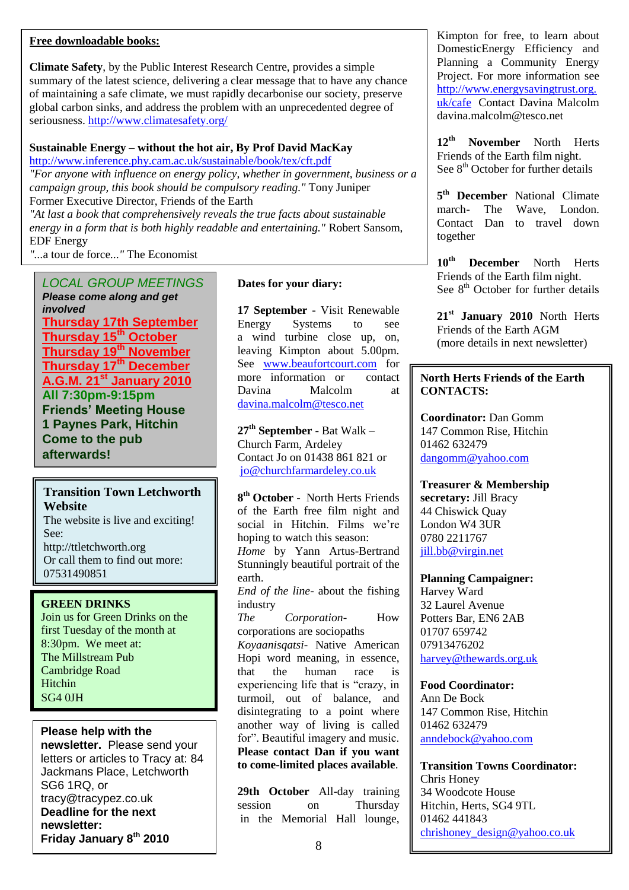**Free downloadable books:**

**Climate Safety**, by the Public Interest Research Centre, provides a simple summary of the latest science, delivering a clear message that to have any chance of maintaining a safe climate, we must rapidly decarbonise our society, preserve global carbon sinks, and address the problem with an unprecedented degree of seriousness. http://www.climatesafety.org/

**Sustainable Energy – without the hot air, By Prof David MacKay**
http://www.inference.phy.cam.ac.uk/sustainable/book/tex/cft.pdf
*"For anyone with influence on energy policy, whether in government, business or a campaign group, this book should be compulsory reading."* Tony Juniper
Former Executive Director, Friends of the Earth
*"At last a book that comprehensively reveals the true facts about sustainable energy in a form that is both highly readable and entertaining."* Robert Sansom, EDF Energy
*"...a tour de force..."* The Economist

## LOCAL GROUP MEETINGS

***Please come along and get involved***

**Thursday 17th September**
**Thursday 15th October**
**Thursday 19th November**
**Thursday 17th December**
**A.G.M. 21st January 2010**
**All 7:30pm-9:15pm**
**Friends' Meeting House**
**1 Paynes Park, Hitchin**
**Come to the pub afterwards!**

**Transition Town Letchworth Website**
The website is live and exciting! See:
http://ttletchworth.org
Or call them to find out more: 07531490851

**GREEN DRINKS**
Join us for Green Drinks on the first Tuesday of the month at 8:30pm. We meet at:
The Millstream Pub
Cambridge Road
Hitchin
SG4 0JH

**Please help with the newsletter.** Please send your letters or articles to Tracy at: 84 Jackmans Place, Letchworth SG6 1RQ, or tracy@tracypez.co.uk
**Deadline for the next newsletter:**
**Friday January 8th 2010**

**Dates for your diary:**

**17 September** - Visit Renewable Energy Systems to see a wind turbine close up, on, leaving Kimpton about 5.00pm. See www.beaufortcourt.com for more information or contact Davina Malcolm at davina.malcolm@tesco.net

**27th September** - Bat Walk – Church Farm, Ardeley
Contact Jo on 01438 861 821 or jo@churchfarmardeley.co.uk

**8th October** - North Herts Friends of the Earth free film night and social in Hitchin. Films we're hoping to watch this season:
*Home* by Yann Artus-Bertrand Stunningly beautiful portrait of the earth.
*End of the line*- about the fishing industry
*The Corporation*- How corporations are sociopaths
*Koyaanisqatsi*- Native American Hopi word meaning, in essence, that the human race is experiencing life that is "crazy, in turmoil, out of balance, and disintegrating to a point where another way of living is called for". Beautiful imagery and music.
**Please contact Dan if you want to come-limited places available.**

**29th October** All-day training session on Thursday in the Memorial Hall lounge, Kimpton for free, to learn about DomesticEnergy Efficiency and Planning a Community Energy Project. For more information see http://www.energysavingtrust.org.uk/cafe Contact Davina Malcolm davina.malcolm@tesco.net

**12th November** North Herts Friends of the Earth film night. See 8th October for further details

**5th December** National Climate march- The Wave, London. Contact Dan to travel down together

**10th December** North Herts Friends of the Earth film night. See 8th October for further details

**21st January 2010** North Herts Friends of the Earth AGM
(more details in next newsletter)

**North Herts Friends of the Earth CONTACTS:**

**Coordinator:** Dan Gomm
147 Common Rise, Hitchin
01462 632479
dangomm@yahoo.com

**Treasurer & Membership secretary:** Jill Bracy
44 Chiswick Quay
London W4 3UR
0780 2211767
jill.bb@virgin.net

**Planning Campaigner:**
Harvey Ward
32 Laurel Avenue
Potters Bar, EN6 2AB
01707 659742
07913476202
harvey@thewards.org.uk

**Food Coordinator:**
Ann De Bock
147 Common Rise, Hitchin
01462 632479
anndebock@yahoo.com

**Transition Towns Coordinator:**
Chris Honey
34 Woodcote House
Hitchin, Herts, SG4 9TL
01462 441843
chrishoney_design@yahoo.co.uk